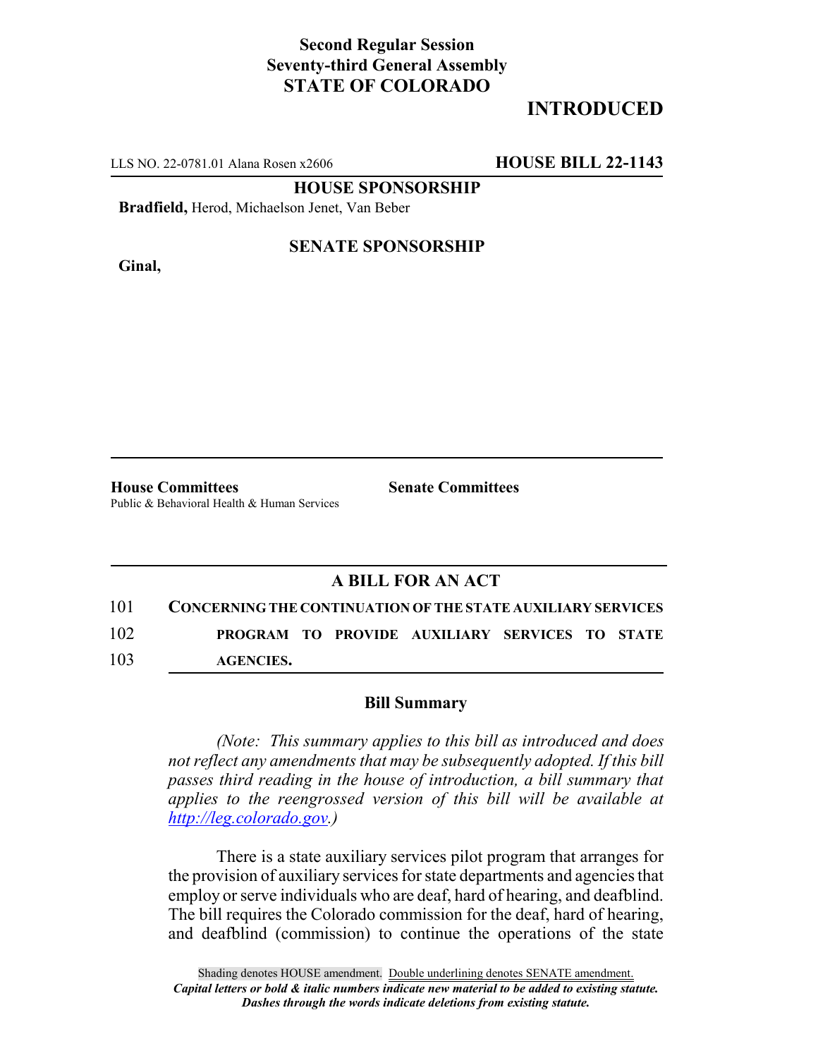**Second Regular Session**
**Seventy-third General Assembly**
**STATE OF COLORADO**

# INTRODUCTED

LLS NO. 22-0781.01 Alana Rosen x2606 **HOUSE BILL 22-1143**

**HOUSE SPONSORSHIP**

**Bradfield,** Herod, Michaelson Jenet, Van Beber

**SENATE SPONSORSHIP**

**Ginal,**

**House Committees**
Public & Behavioral Health & Human Services

**Senate Committees**

## A BILL FOR AN ACT

101 **CONCERNING THE CONTINUATION OF THE STATE AUXILIARY SERVICES**
102 **PROGRAM TO PROVIDE AUXILIARY SERVICES TO STATE**
103 **AGENCIES.**

### Bill Summary

*(Note: This summary applies to this bill as introduced and does not reflect any amendments that may be subsequently adopted. If this bill passes third reading in the house of introduction, a bill summary that applies to the reengrossed version of this bill will be available at http://leg.colorado.gov.)*

There is a state auxiliary services pilot program that arranges for the provision of auxiliary services for state departments and agencies that employ or serve individuals who are deaf, hard of hearing, and deafblind. The bill requires the Colorado commission for the deaf, hard of hearing, and deafblind (commission) to continue the operations of the state

Shading denotes HOUSE amendment. Double underlining denotes SENATE amendment.
*Capital letters or bold & italic numbers indicate new material to be added to existing statute.*
*Dashes through the words indicate deletions from existing statute.*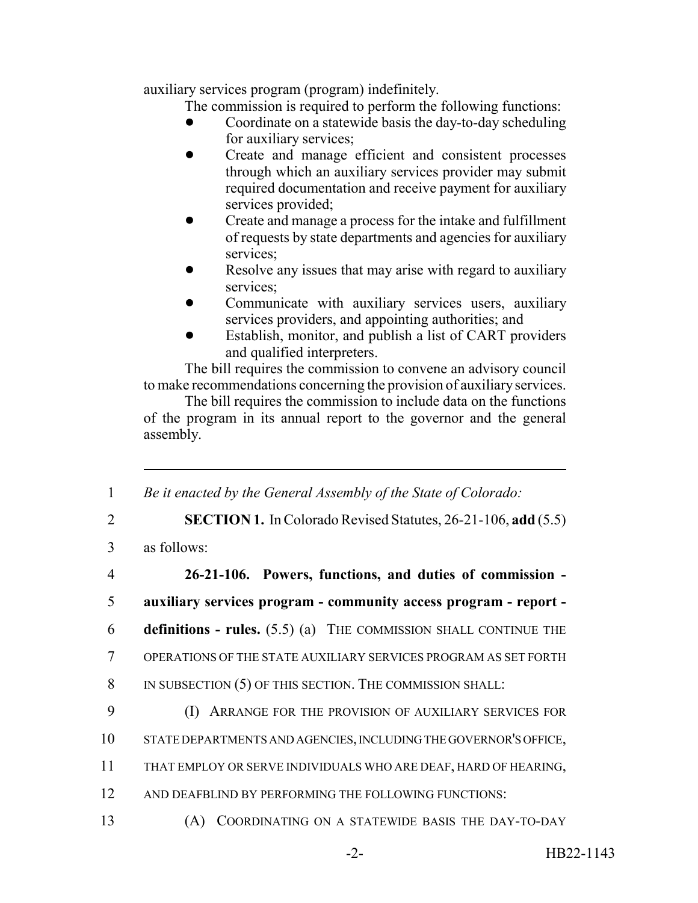auxiliary services program (program) indefinitely.

The commission is required to perform the following functions:

- Coordinate on a statewide basis the day-to-day scheduling for auxiliary services;
- Create and manage efficient and consistent processes through which an auxiliary services provider may submit required documentation and receive payment for auxiliary services provided;
- Create and manage a process for the intake and fulfillment of requests by state departments and agencies for auxiliary services;
- Resolve any issues that may arise with regard to auxiliary services;
- Communicate with auxiliary services users, auxiliary services providers, and appointing authorities; and
- Establish, monitor, and publish a list of CART providers and qualified interpreters.

The bill requires the commission to convene an advisory council to make recommendations concerning the provision of auxiliary services.

The bill requires the commission to include data on the functions of the program in its annual report to the governor and the general assembly.

---

1 *Be it enacted by the General Assembly of the State of Colorado:*

2 **SECTION 1.** In Colorado Revised Statutes, 26-21-106, **add** (5.5)

3 as follows:

4 **26-21-106. Powers, functions, and duties of commission -**

5 **auxiliary services program - community access program - report -**

6 **definitions - rules.** (5.5) (a) THE COMMISSION SHALL CONTINUE THE

7 OPERATIONS OF THE STATE AUXILIARY SERVICES PROGRAM AS SET FORTH

8 IN SUBSECTION (5) OF THIS SECTION. THE COMMISSION SHALL:

9 (I) ARRANGE FOR THE PROVISION OF AUXILIARY SERVICES FOR

10 STATE DEPARTMENTS AND AGENCIES, INCLUDING THE GOVERNOR'S OFFICE,

11 THAT EMPLOY OR SERVE INDIVIDUALS WHO ARE DEAF, HARD OF HEARING,

12 AND DEAFBLIND BY PERFORMING THE FOLLOWING FUNCTIONS:

13 (A) COORDINATING ON A STATEWIDE BASIS THE DAY-TO-DAY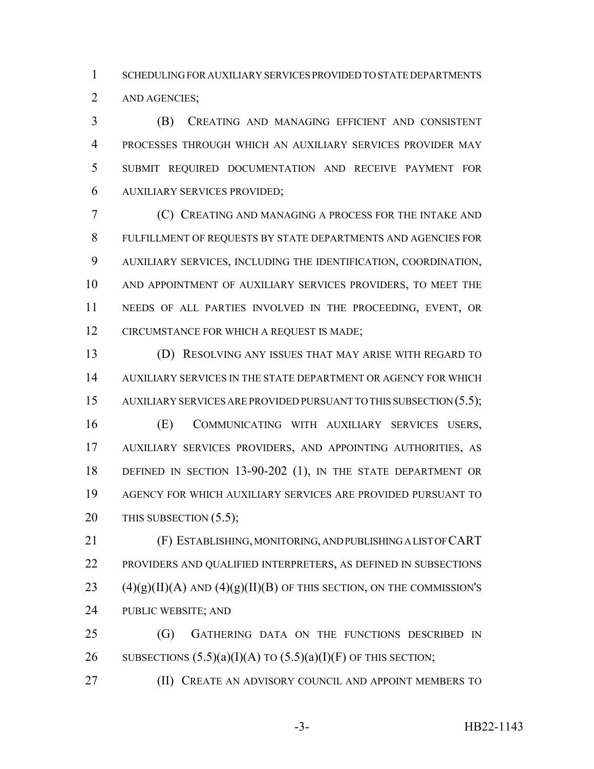SCHEDULING FOR AUXILIARY SERVICES PROVIDED TO STATE DEPARTMENTS AND AGENCIES;

(B) CREATING AND MANAGING EFFICIENT AND CONSISTENT PROCESSES THROUGH WHICH AN AUXILIARY SERVICES PROVIDER MAY SUBMIT REQUIRED DOCUMENTATION AND RECEIVE PAYMENT FOR AUXILIARY SERVICES PROVIDED;

(C) CREATING AND MANAGING A PROCESS FOR THE INTAKE AND FULFILLMENT OF REQUESTS BY STATE DEPARTMENTS AND AGENCIES FOR AUXILIARY SERVICES, INCLUDING THE IDENTIFICATION, COORDINATION, AND APPOINTMENT OF AUXILIARY SERVICES PROVIDERS, TO MEET THE NEEDS OF ALL PARTIES INVOLVED IN THE PROCEEDING, EVENT, OR CIRCUMSTANCE FOR WHICH A REQUEST IS MADE;

(D) RESOLVING ANY ISSUES THAT MAY ARISE WITH REGARD TO AUXILIARY SERVICES IN THE STATE DEPARTMENT OR AGENCY FOR WHICH AUXILIARY SERVICES ARE PROVIDED PURSUANT TO THIS SUBSECTION (5.5);

(E) COMMUNICATING WITH AUXILIARY SERVICES USERS, AUXILIARY SERVICES PROVIDERS, AND APPOINTING AUTHORITIES, AS DEFINED IN SECTION 13-90-202 (1), IN THE STATE DEPARTMENT OR AGENCY FOR WHICH AUXILIARY SERVICES ARE PROVIDED PURSUANT TO THIS SUBSECTION (5.5);

(F) ESTABLISHING, MONITORING, AND PUBLISHING A LIST OF CART PROVIDERS AND QUALIFIED INTERPRETERS, AS DEFINED IN SUBSECTIONS (4)(g)(II)(A) AND (4)(g)(II)(B) OF THIS SECTION, ON THE COMMISSION'S PUBLIC WEBSITE; AND

(G) GATHERING DATA ON THE FUNCTIONS DESCRIBED IN SUBSECTIONS (5.5)(a)(I)(A) TO (5.5)(a)(I)(F) OF THIS SECTION;

(II) CREATE AN ADVISORY COUNCIL AND APPOINT MEMBERS TO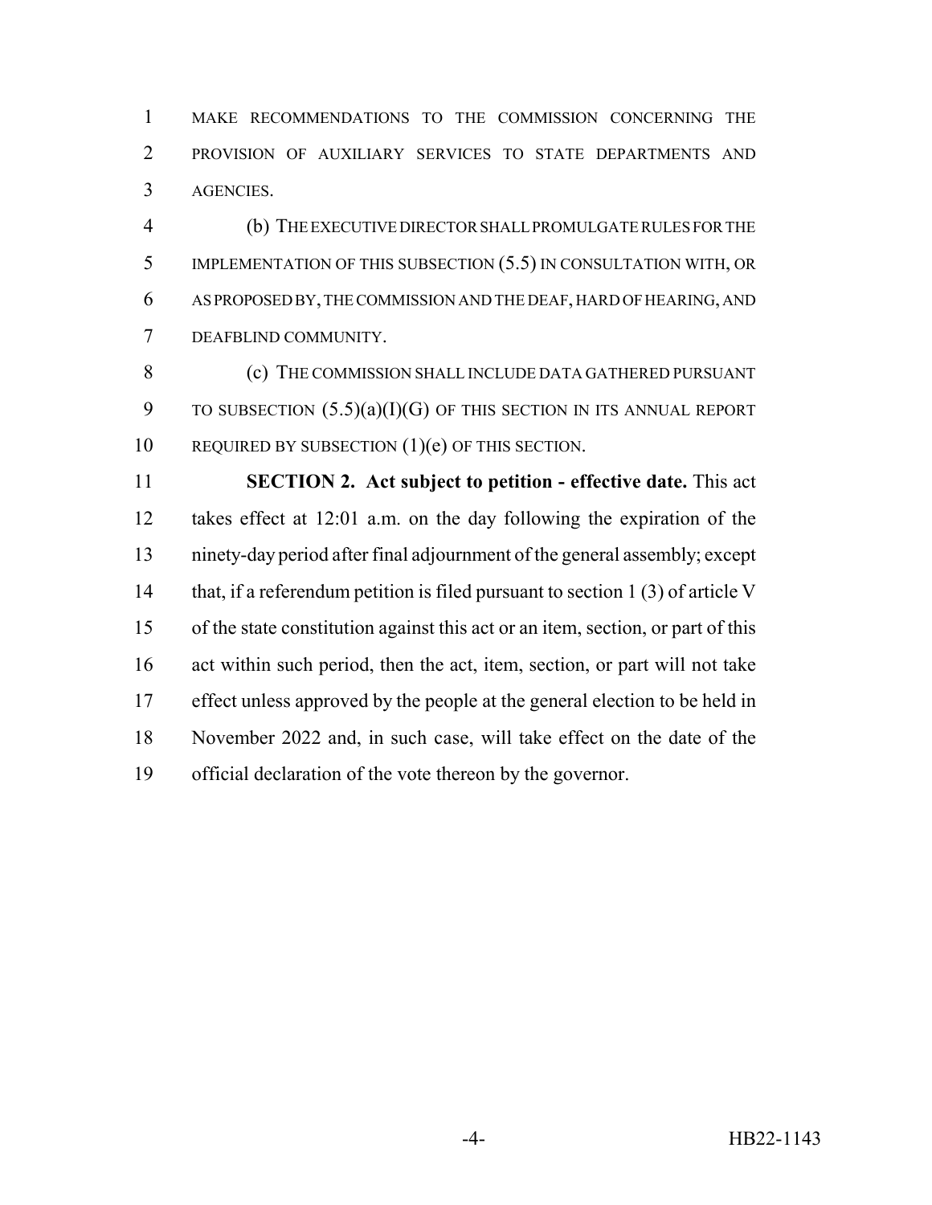MAKE RECOMMENDATIONS TO THE COMMISSION CONCERNING THE PROVISION OF AUXILIARY SERVICES TO STATE DEPARTMENTS AND AGENCIES.

(b) THE EXECUTIVE DIRECTOR SHALL PROMULGATE RULES FOR THE IMPLEMENTATION OF THIS SUBSECTION (5.5) IN CONSULTATION WITH, OR AS PROPOSED BY, THE COMMISSION AND THE DEAF, HARD OF HEARING, AND DEAFBLIND COMMUNITY.

(c) THE COMMISSION SHALL INCLUDE DATA GATHERED PURSUANT TO SUBSECTION (5.5)(a)(I)(G) OF THIS SECTION IN ITS ANNUAL REPORT REQUIRED BY SUBSECTION (1)(e) OF THIS SECTION.

**SECTION 2. Act subject to petition - effective date.** This act takes effect at 12:01 a.m. on the day following the expiration of the ninety-day period after final adjournment of the general assembly; except that, if a referendum petition is filed pursuant to section 1 (3) of article V of the state constitution against this act or an item, section, or part of this act within such period, then the act, item, section, or part will not take effect unless approved by the people at the general election to be held in November 2022 and, in such case, will take effect on the date of the official declaration of the vote thereon by the governor.